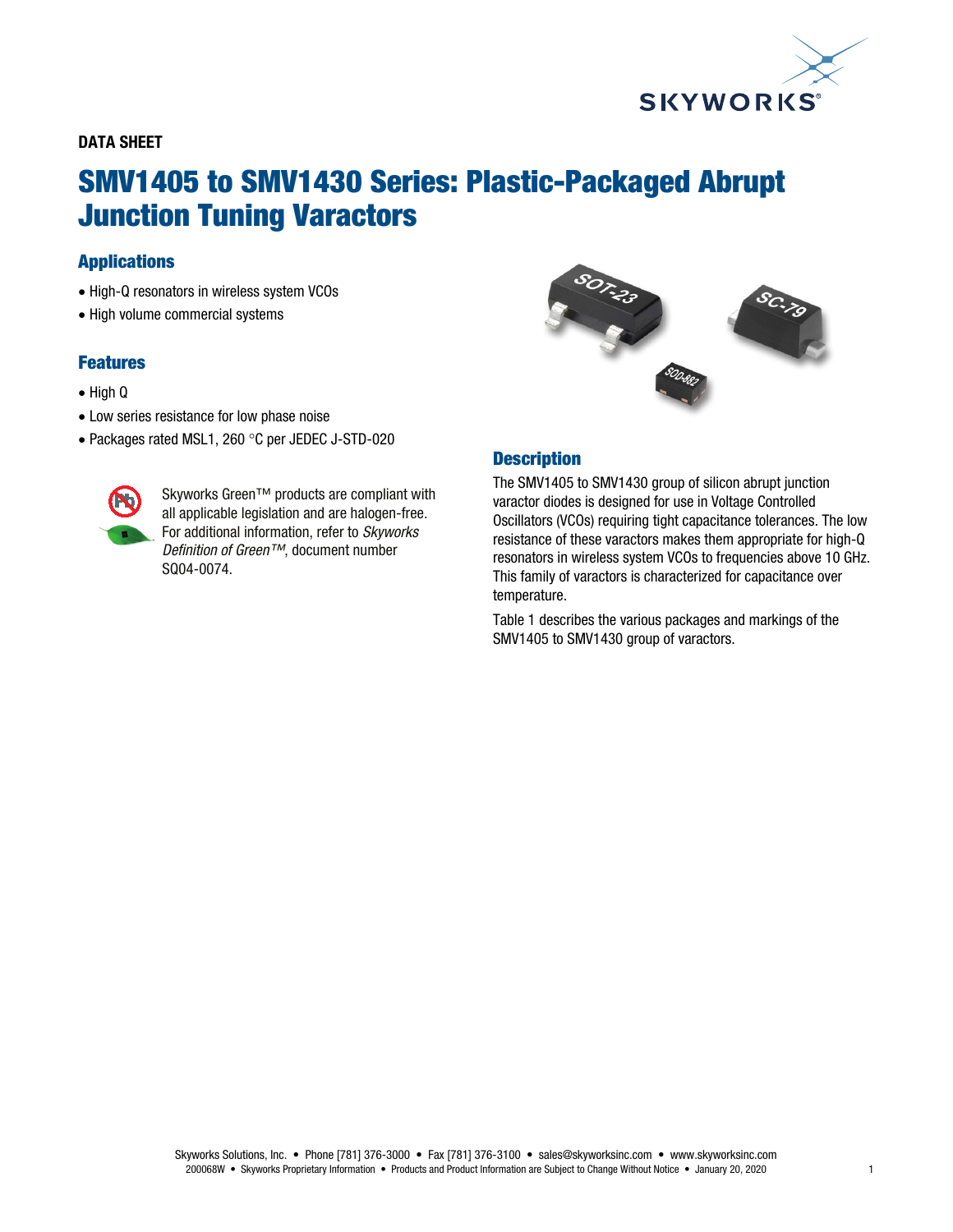**DATA SHEET**

# SMV1405 to SMV1430 Series: Plastic-Packaged Abrupt Junction Tuning Varactors

## Applications

- High-Q resonators in wireless system VCOs
- High volume commercial systems

## Features

- High Q
- Low series resistance for low phase noise
- Packages rated MSL1, 260 °C per JEDEC J-STD-020

Skyworks Green™ products are compliant with all applicable legislation and are halogen-free. For additional information, refer to *Skyworks Definition of Green™*, document number SQ04-0074.

## Description

The SMV1405 to SMV1430 group of silicon abrupt junction varactor diodes is designed for use in Voltage Controlled Oscillators (VCOs) requiring tight capacitance tolerances. The low resistance of these varactors makes them appropriate for high-Q resonators in wireless system VCOs to frequencies above 10 GHz. This family of varactors is characterized for capacitance over temperature.

Table 1 describes the various packages and markings of the SMV1405 to SMV1430 group of varactors.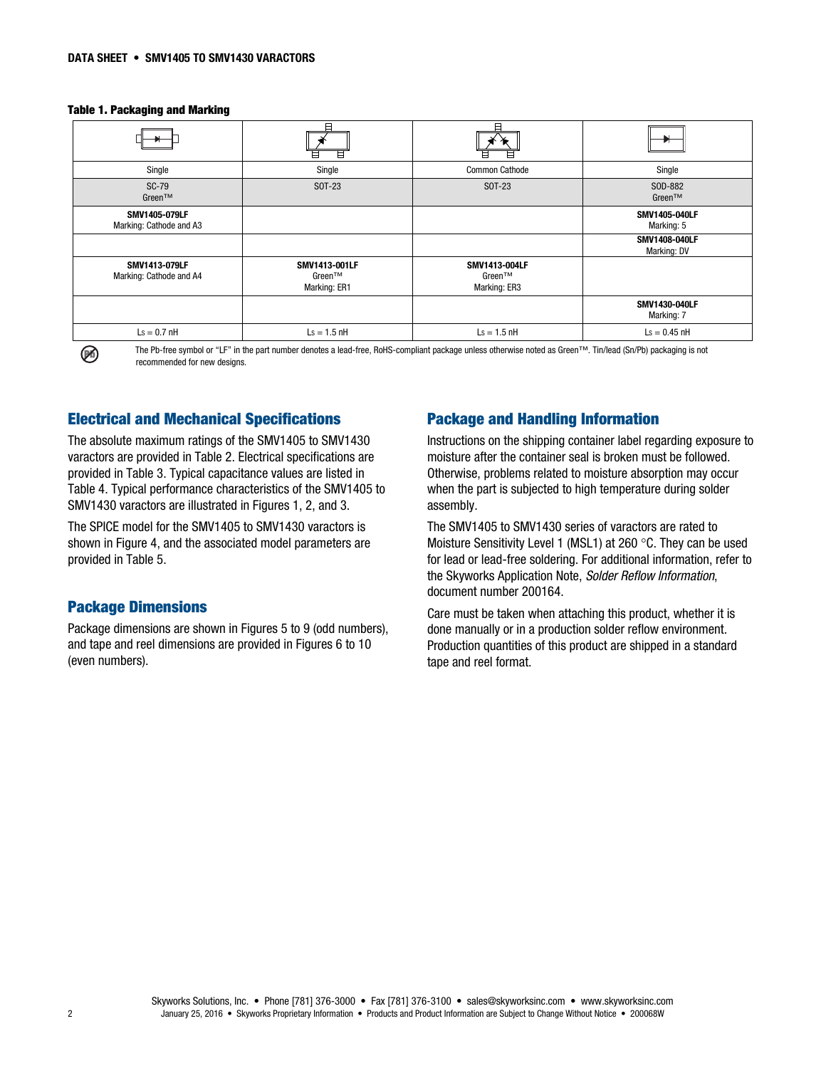**Table 1. Packaging and Marking**

| | | | |
|---|---|---|---|
| Single | Single | Common Cathode | Single |
| SC-79 Green™ | SOT-23 | SOT-23 | SOD-882 Green™ |
| **SMV1405-079LF** Marking: Cathode and A3 | | | **SMV1405-040LF** Marking: 5 |
| | | | **SMV1408-040LF** Marking: DV |
| **SMV1413-079LF** Marking: Cathode and A4 | **SMV1413-001LF** Green™ Marking: ER1 | **SMV1413-004LF** Green™ Marking: ER3 | |
| | | | **SMV1430-040LF** Marking: 7 |
| Ls = 0.7 nH | Ls = 1.5 nH | Ls = 1.5 nH | Ls = 0.45 nH |

The Pb-free symbol or "LF" in the part number denotes a lead-free, RoHS-compliant package unless otherwise noted as Green™. Tin/lead (Sn/Pb) packaging is not recommended for new designs.

## Electrical and Mechanical Specifications

The absolute maximum ratings of the SMV1405 to SMV1430 varactors are provided in Table 2. Electrical specifications are provided in Table 3. Typical capacitance values are listed in Table 4. Typical performance characteristics of the SMV1405 to SMV1430 varactors are illustrated in Figures 1, 2, and 3.

The SPICE model for the SMV1405 to SMV1430 varactors is shown in Figure 4, and the associated model parameters are provided in Table 5.

## Package Dimensions

Package dimensions are shown in Figures 5 to 9 (odd numbers), and tape and reel dimensions are provided in Figures 6 to 10 (even numbers).

## Package and Handling Information

Instructions on the shipping container label regarding exposure to moisture after the container seal is broken must be followed. Otherwise, problems related to moisture absorption may occur when the part is subjected to high temperature during solder assembly.

The SMV1405 to SMV1430 series of varactors are rated to Moisture Sensitivity Level 1 (MSL1) at 260 °C. They can be used for lead or lead-free soldering. For additional information, refer to the Skyworks Application Note, *Solder Reflow Information*, document number 200164.

Care must be taken when attaching this product, whether it is done manually or in a production solder reflow environment. Production quantities of this product are shipped in a standard tape and reel format.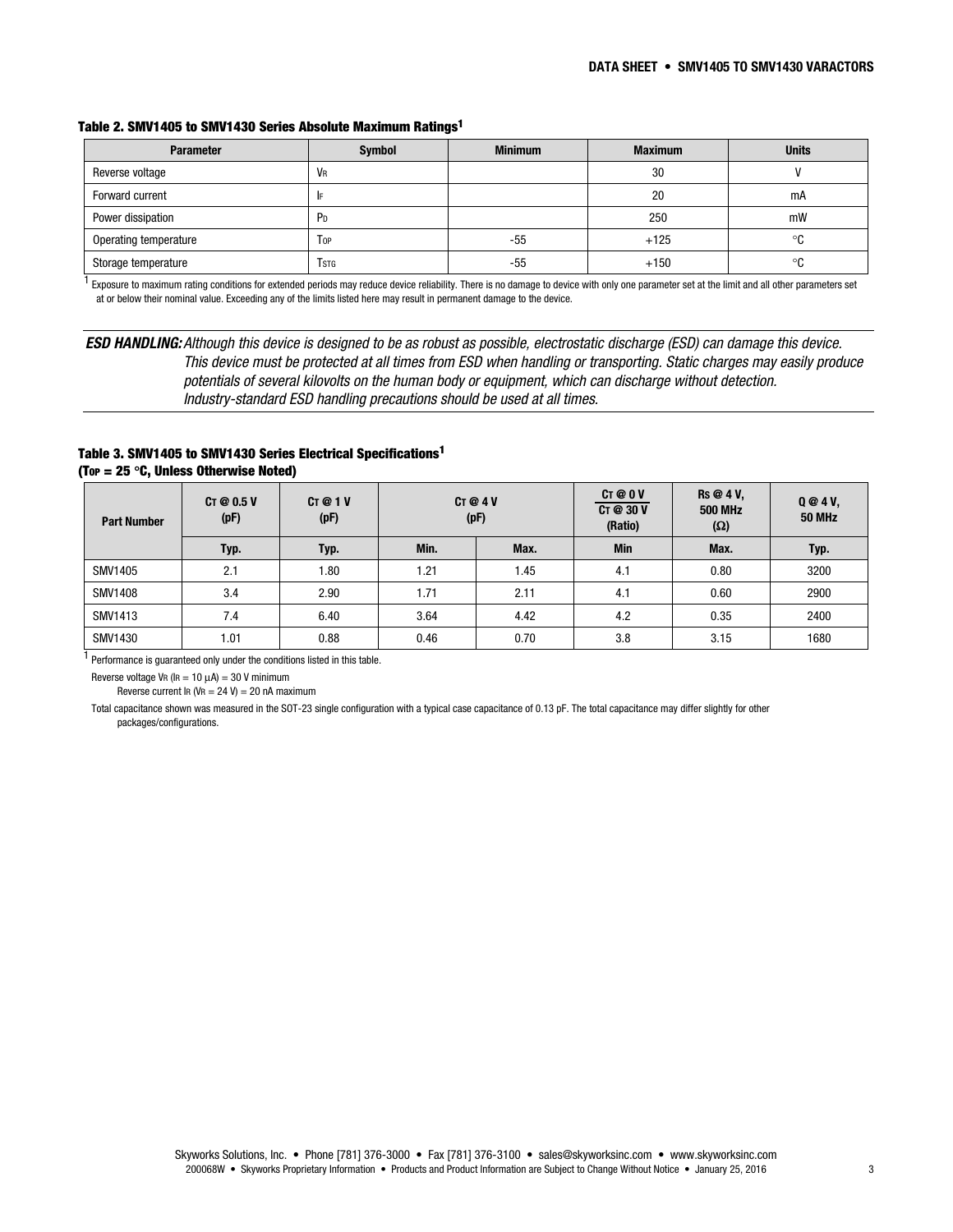**Table 2. SMV1405 to SMV1430 Series Absolute Maximum Ratings[1]**

| Parameter | Symbol | Minimum | Maximum | Units |
|---|---|---|---|---|
| Reverse voltage | $V_R$ | | 30 | V |
| Forward current | $I_F$ | | 20 | mA |
| Power dissipation | $P_D$ | | 250 | mW |
| Operating temperature | $T_{OP}$ | -55 | +125 | °C |
| Storage temperature | $T_{STG}$ | -55 | +150 | °C |

[1] Exposure to maximum rating conditions for extended periods may reduce device reliability. There is no damage to device with only one parameter set at the limit and all other parameters set at or below their nominal value. Exceeding any of the limits listed here may result in permanent damage to the device.

***ESD HANDLING:*** *Although this device is designed to be as robust as possible, electrostatic discharge (ESD) can damage this device. This device must be protected at all times from ESD when handling or transporting. Static charges may easily produce potentials of several kilovolts on the human body or equipment, which can discharge without detection. Industry-standard ESD handling precautions should be used at all times.*

**Table 3. SMV1405 to SMV1430 Series Electrical Specifications[1]**
**($T_{OP}$ = 25 °C, Unless Otherwise Noted)**

| Part Number | $C_T$ @ 0.5 V (pF) | $C_T$ @ 1 V (pF) | $C_T$ @ 4 V (pF) | | $C_T$ @ 0 V / $C_T$ @ 30 V (Ratio) | $R_S$ @ 4 V, 500 MHz (Ω) | Q @ 4 V, 50 MHz |
|---|---|---|---|---|---|---|---|
| | Typ. | Typ. | Min. | Max. | Min | Max. | Typ. |
| SMV1405 | 2.1 | 1.80 | 1.21 | 1.45 | 4.1 | 0.80 | 3200 |
| SMV1408 | 3.4 | 2.90 | 1.71 | 2.11 | 4.1 | 0.60 | 2900 |
| SMV1413 | 7.4 | 6.40 | 3.64 | 4.42 | 4.2 | 0.35 | 2400 |
| SMV1430 | 1.01 | 0.88 | 0.46 | 0.70 | 3.8 | 3.15 | 1680 |

[1] Performance is guaranteed only under the conditions listed in this table.

Reverse voltage $V_R$ ($I_R$ = 10 μA) = 30 V minimum

Reverse current $I_R$ ($V_R$ = 24 V) = 20 nA maximum

Total capacitance shown was measured in the SOT-23 single configuration with a typical case capacitance of 0.13 pF. The total capacitance may differ slightly for other packages/configurations.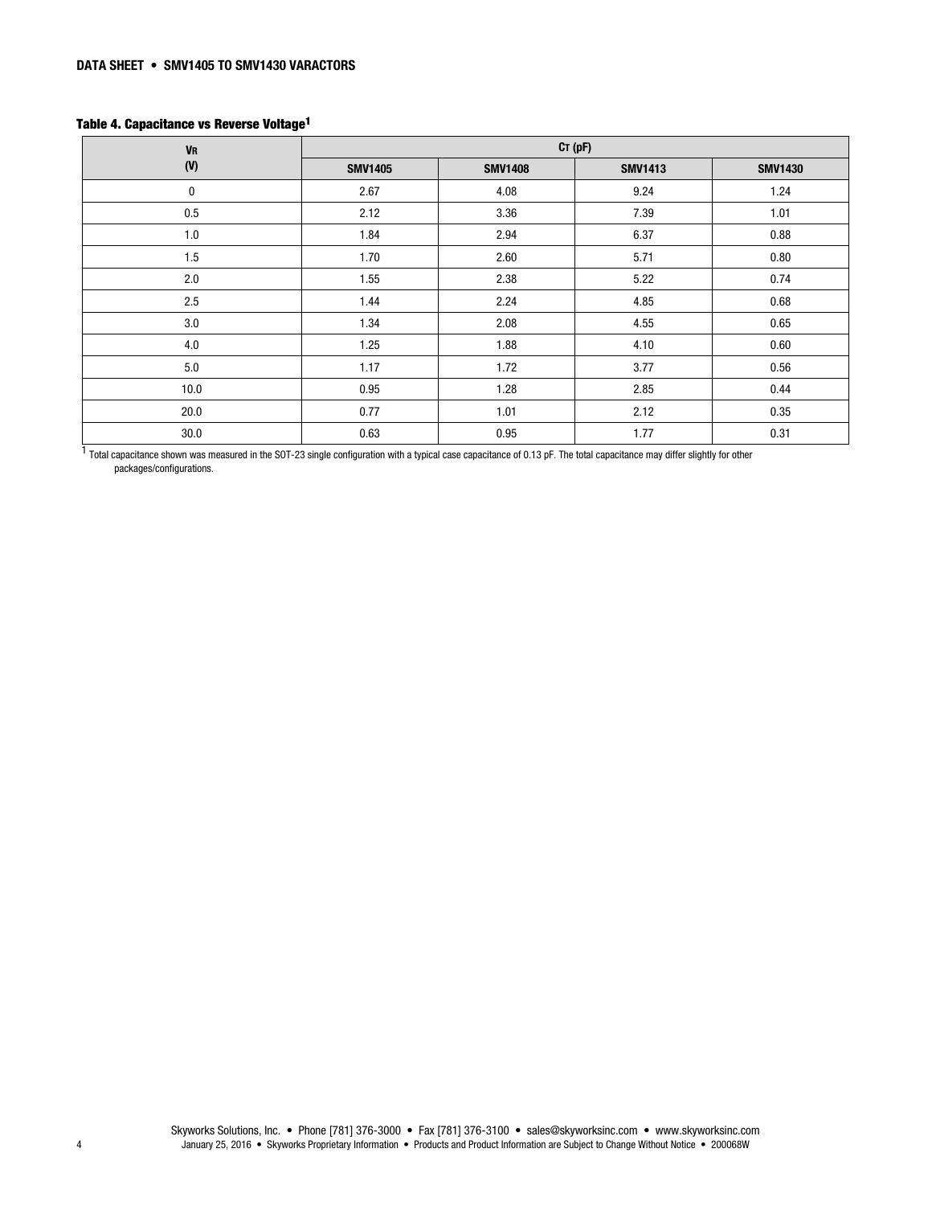**Table 4. Capacitance vs Reverse Voltage[1]**

| $V_R$ (V) | $C_T$ (pF) | | | |
|---|---|---|---|---|
| | SMV1405 | SMV1408 | SMV1413 | SMV1430 |
| 0 | 2.67 | 4.08 | 9.24 | 1.24 |
| 0.5 | 2.12 | 3.36 | 7.39 | 1.01 |
| 1.0 | 1.84 | 2.94 | 6.37 | 0.88 |
| 1.5 | 1.70 | 2.60 | 5.71 | 0.80 |
| 2.0 | 1.55 | 2.38 | 5.22 | 0.74 |
| 2.5 | 1.44 | 2.24 | 4.85 | 0.68 |
| 3.0 | 1.34 | 2.08 | 4.55 | 0.65 |
| 4.0 | 1.25 | 1.88 | 4.10 | 0.60 |
| 5.0 | 1.17 | 1.72 | 3.77 | 0.56 |
| 10.0 | 0.95 | 1.28 | 2.85 | 0.44 |
| 20.0 | 0.77 | 1.01 | 2.12 | 0.35 |
| 30.0 | 0.63 | 0.95 | 1.77 | 0.31 |

[1] Total capacitance shown was measured in the SOT-23 single configuration with a typical case capacitance of 0.13 pF. The total capacitance may differ slightly for other packages/configurations.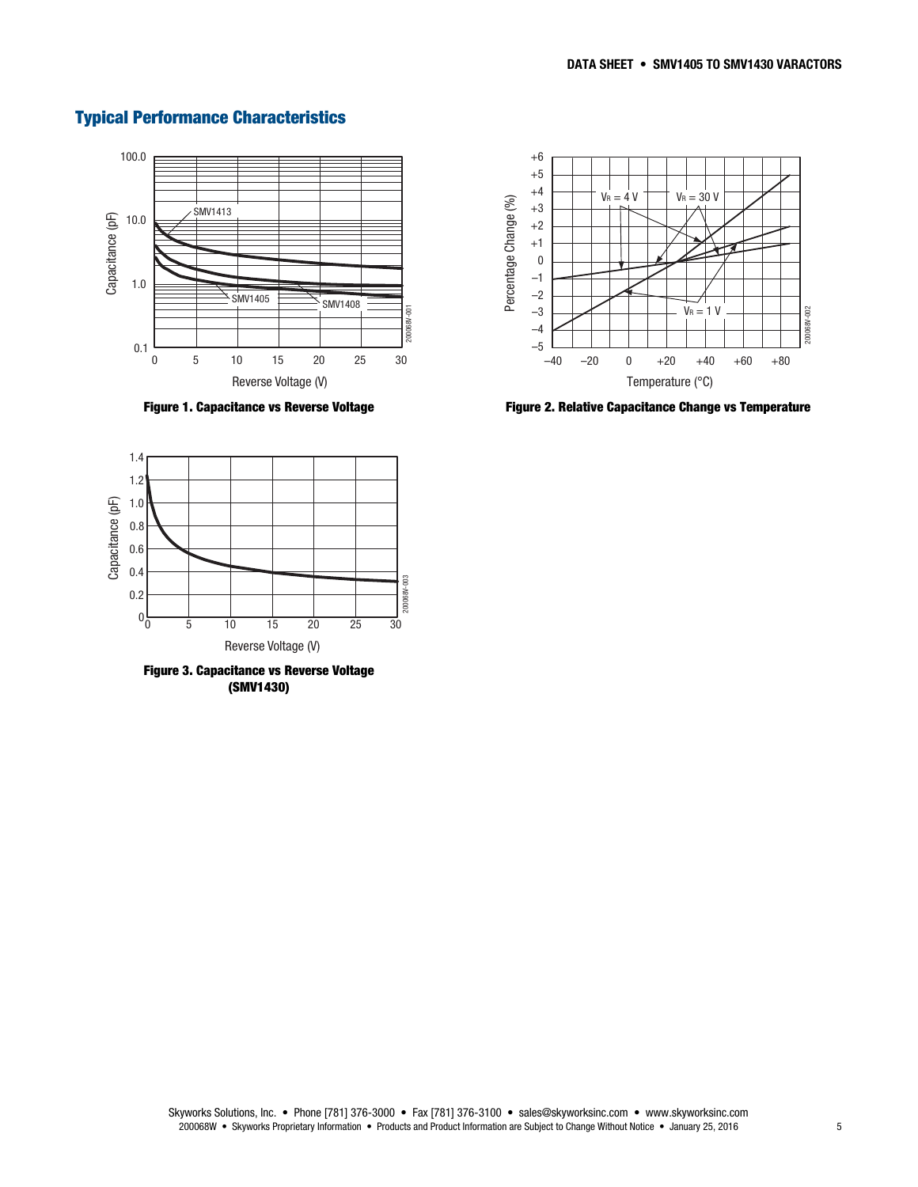## Typical Performance Characteristics

**Figure 1. Capacitance vs Reverse Voltage**

**Figure 2. Relative Capacitance Change vs Temperature**

**Figure 3. Capacitance vs Reverse Voltage (SMV1430)**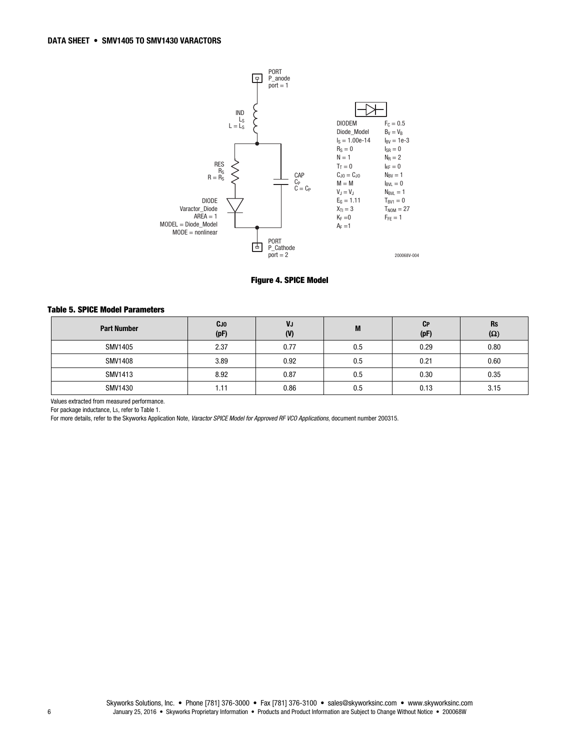**Figure 4. SPICE Model**

### Table 5. SPICE Model Parameters

| Part Number | $C_{J0}$ (pF) | $V_J$ (V) | M | $C_P$ (pF) | $R_S$ (Ω) |
|---|---|---|---|---|---|
| SMV1405 | 2.37 | 0.77 | 0.5 | 0.29 | 0.80 |
| SMV1408 | 3.89 | 0.92 | 0.5 | 0.21 | 0.60 |
| SMV1413 | 8.92 | 0.87 | 0.5 | 0.30 | 0.35 |
| SMV1430 | 1.11 | 0.86 | 0.5 | 0.13 | 3.15 |

Values extracted from measured performance.

For package inductance, $L_S$, refer to Table 1.

For more details, refer to the Skyworks Application Note, *Varactor SPICE Model for Approved RF VCO Applications*, document number 200315.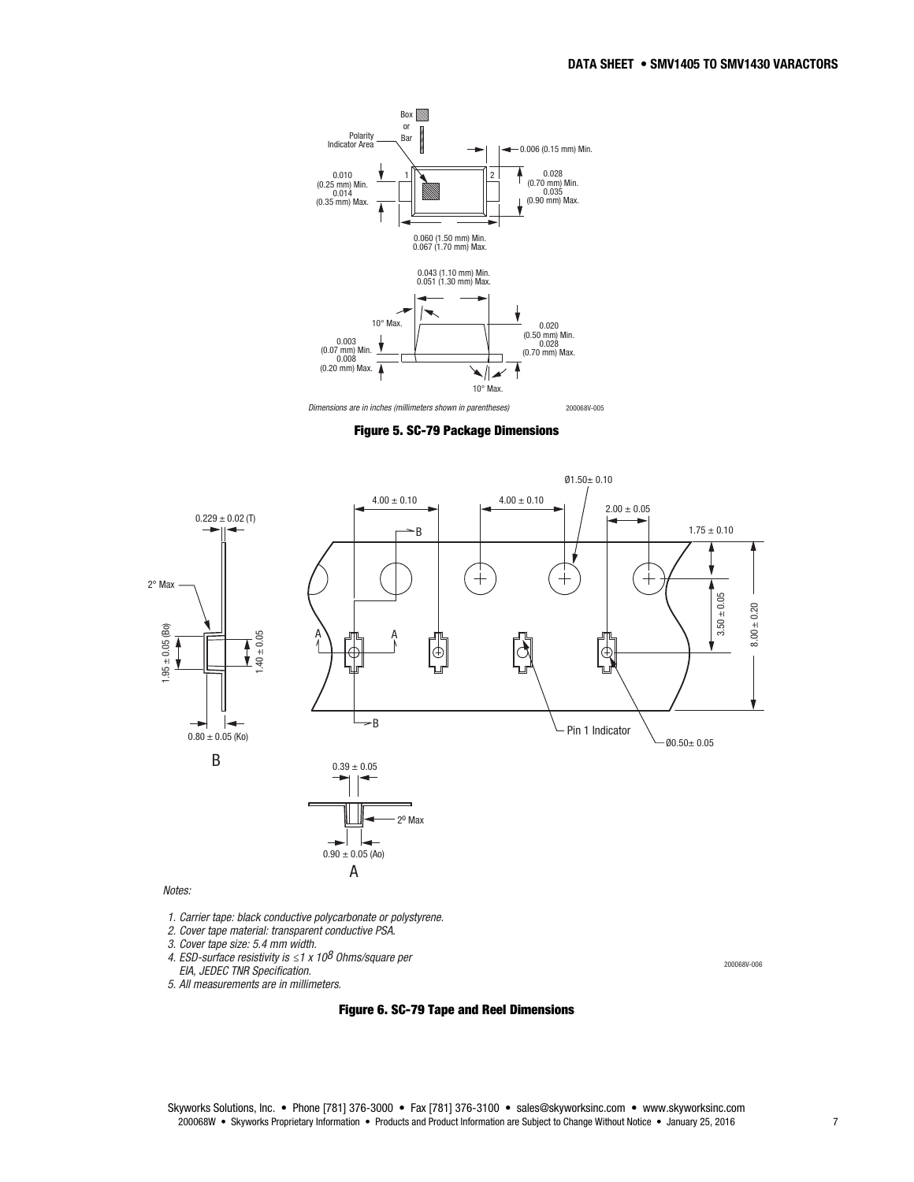Dimensions are in inches (millimeters shown in parentheses)

**Figure 5. SC-79 Package Dimensions**

*Notes:*

1. *Carrier tape: black conductive polycarbonate or polystyrene.*
2. *Cover tape material: transparent conductive PSA.*
3. *Cover tape size: 5.4 mm width.*
4. *ESD-surface resistivity is ≤1 x $10^8$ Ohms/square per EIA, JEDEC TNR Specification.*
5. *All measurements are in millimeters.*

**Figure 6. SC-79 Tape and Reel Dimensions**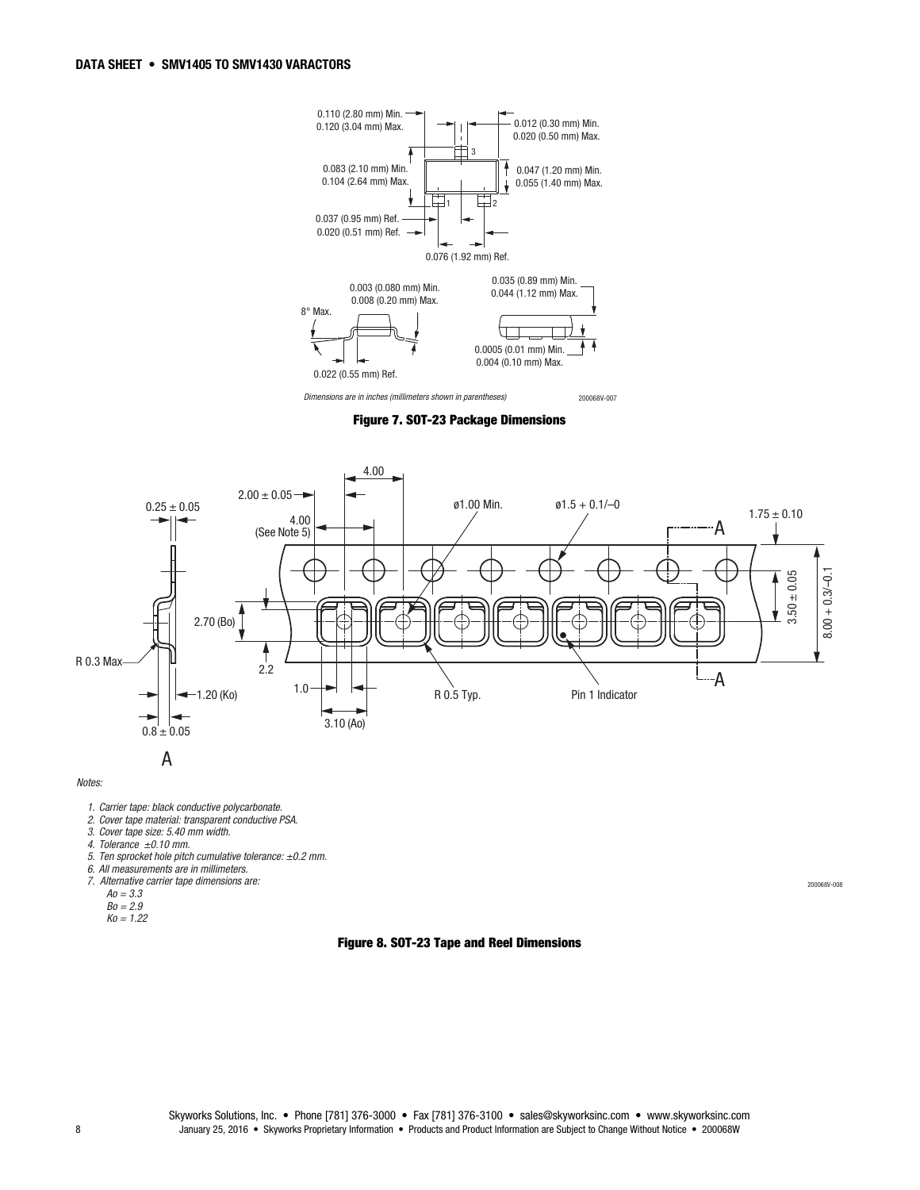0.110 (2.80 mm) Min.
0.120 (3.04 mm) Max.

0.012 (0.30 mm) Min.
0.020 (0.50 mm) Max.

0.083 (2.10 mm) Min.
0.104 (2.64 mm) Max.

0.047 (1.20 mm) Min.
0.055 (1.40 mm) Max.

0.037 (0.95 mm) Ref.
0.020 (0.51 mm) Ref.

0.076 (1.92 mm) Ref.

0.003 (0.080 mm) Min.
0.008 (0.20 mm) Max.

0.035 (0.89 mm) Min.
0.044 (1.12 mm) Max.

8° Max.

0.0005 (0.01 mm) Min.
0.004 (0.10 mm) Max.

0.022 (0.55 mm) Ref.

*Dimensions are in inches (millimeters shown in parentheses)*

200068V-007

**Figure 7. SOT-23 Package Dimensions**

4.00
2.00 ± 0.05
0.25 ± 0.05
4.00 (See Note 5)
ø1.00 Min.
ø1.5 + 0.1/–0
1.75 ± 0.10
3.50 ± 0.05
8.00 + 0.3/–0.1
2.70 (Bo)
2.2
R 0.3 Max
1.20 (Ko)
0.8 ± 0.05
1.0
3.10 (Ao)
R 0.5 Typ.
Pin 1 Indicator
A

*Notes:*

1. *Carrier tape: black conductive polycarbonate.*
2. *Cover tape material: transparent conductive PSA.*
3. *Cover tape size: 5.40 mm width.*
4. *Tolerance ±0.10 mm.*
5. *Ten sprocket hole pitch cumulative tolerance: ±0.2 mm.*
6. *All measurements are in millimeters.*
7. *Alternative carrier tape dimensions are:*
   *Ao = 3.3*
   *Bo = 2.9*
   *Ko = 1.22*

200068V-008

**Figure 8. SOT-23 Tape and Reel Dimensions**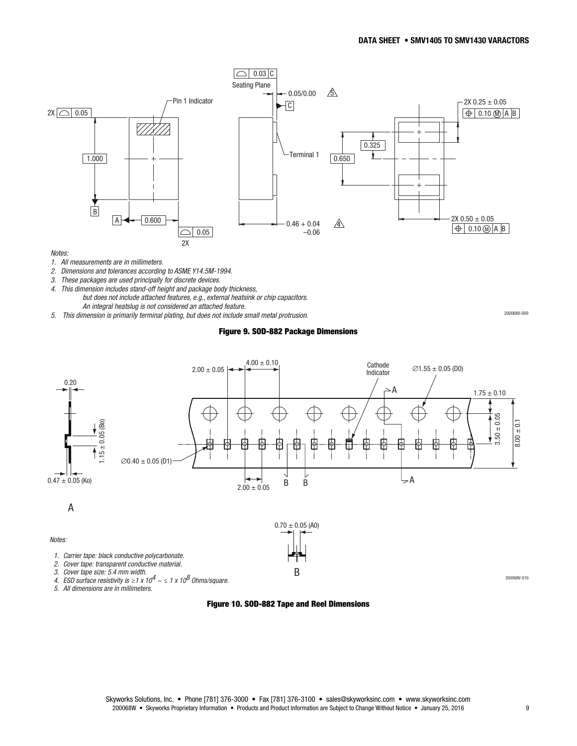Notes:

1. *All measurements are in millimeters.*
2. *Dimensions and tolerances according to ASME Y14.5M-1994.*
3. *These packages are used principally for discrete devices.*
4. *This dimension includes stand-off height and package body thickness, but does not include attached features, e.g., external heatsink or chip capacitors. An integral heatslug is not considered an attached feature.*
5. *This dimension is primarily terminal plating, but does not include small metal protrusion.*

**Figure 9. SOD-882 Package Dimensions**

Notes:

1. *Carrier tape: black conductive polycarbonate.*
2. *Cover tape: transparent conductive material.*
3. *Cover tape size: 5.4 mm width.*
4. *ESD surface resistivity is ≥1 x $10^4$ ~ ≤ 1 x $10^8$ Ohms/square.*
5. *All dimensions are in millimeters.*

**Figure 10. SOD-882 Tape and Reel Dimensions**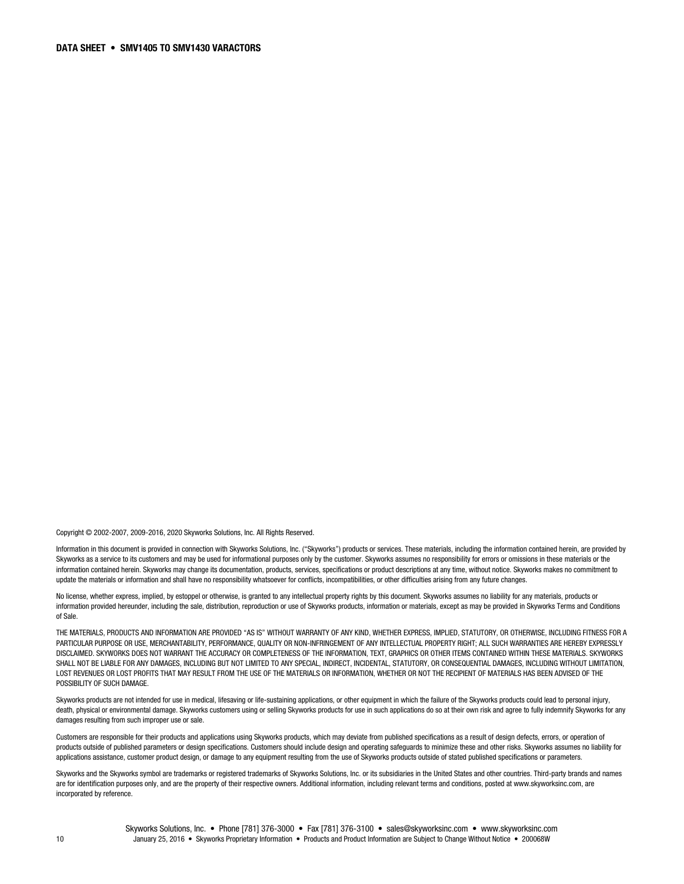Copyright © 2002-2007, 2009-2016, 2020 Skyworks Solutions, Inc. All Rights Reserved.

Information in this document is provided in connection with Skyworks Solutions, Inc. ("Skyworks") products or services. These materials, including the information contained herein, are provided by Skyworks as a service to its customers and may be used for informational purposes only by the customer. Skyworks assumes no responsibility for errors or omissions in these materials or the information contained herein. Skyworks may change its documentation, products, services, specifications or product descriptions at any time, without notice. Skyworks makes no commitment to update the materials or information and shall have no responsibility whatsoever for conflicts, incompatibilities, or other difficulties arising from any future changes.

No license, whether express, implied, by estoppel or otherwise, is granted to any intellectual property rights by this document. Skyworks assumes no liability for any materials, products or information provided hereunder, including the sale, distribution, reproduction or use of Skyworks products, information or materials, except as may be provided in Skyworks Terms and Conditions of Sale.

THE MATERIALS, PRODUCTS AND INFORMATION ARE PROVIDED "AS IS" WITHOUT WARRANTY OF ANY KIND, WHETHER EXPRESS, IMPLIED, STATUTORY, OR OTHERWISE, INCLUDING FITNESS FOR A PARTICULAR PURPOSE OR USE, MERCHANTABILITY, PERFORMANCE, QUALITY OR NON-INFRINGEMENT OF ANY INTELLECTUAL PROPERTY RIGHT; ALL SUCH WARRANTIES ARE HEREBY EXPRESSLY DISCLAIMED. SKYWORKS DOES NOT WARRANT THE ACCURACY OR COMPLETENESS OF THE INFORMATION, TEXT, GRAPHICS OR OTHER ITEMS CONTAINED WITHIN THESE MATERIALS. SKYWORKS SHALL NOT BE LIABLE FOR ANY DAMAGES, INCLUDING BUT NOT LIMITED TO ANY SPECIAL, INDIRECT, INCIDENTAL, STATUTORY, OR CONSEQUENTIAL DAMAGES, INCLUDING WITHOUT LIMITATION, LOST REVENUES OR LOST PROFITS THAT MAY RESULT FROM THE USE OF THE MATERIALS OR INFORMATION, WHETHER OR NOT THE RECIPIENT OF MATERIALS HAS BEEN ADVISED OF THE POSSIBILITY OF SUCH DAMAGE.

Skyworks products are not intended for use in medical, lifesaving or life-sustaining applications, or other equipment in which the failure of the Skyworks products could lead to personal injury, death, physical or environmental damage. Skyworks customers using or selling Skyworks products for use in such applications do so at their own risk and agree to fully indemnify Skyworks for any damages resulting from such improper use or sale.

Customers are responsible for their products and applications using Skyworks products, which may deviate from published specifications as a result of design defects, errors, or operation of products outside of published parameters or design specifications. Customers should include design and operating safeguards to minimize these and other risks. Skyworks assumes no liability for applications assistance, customer product design, or damage to any equipment resulting from the use of Skyworks products outside of stated published specifications or parameters.

Skyworks and the Skyworks symbol are trademarks or registered trademarks of Skyworks Solutions, Inc. or its subsidiaries in the United States and other countries. Third-party brands and names are for identification purposes only, and are the property of their respective owners. Additional information, including relevant terms and conditions, posted at www.skyworksinc.com, are incorporated by reference.